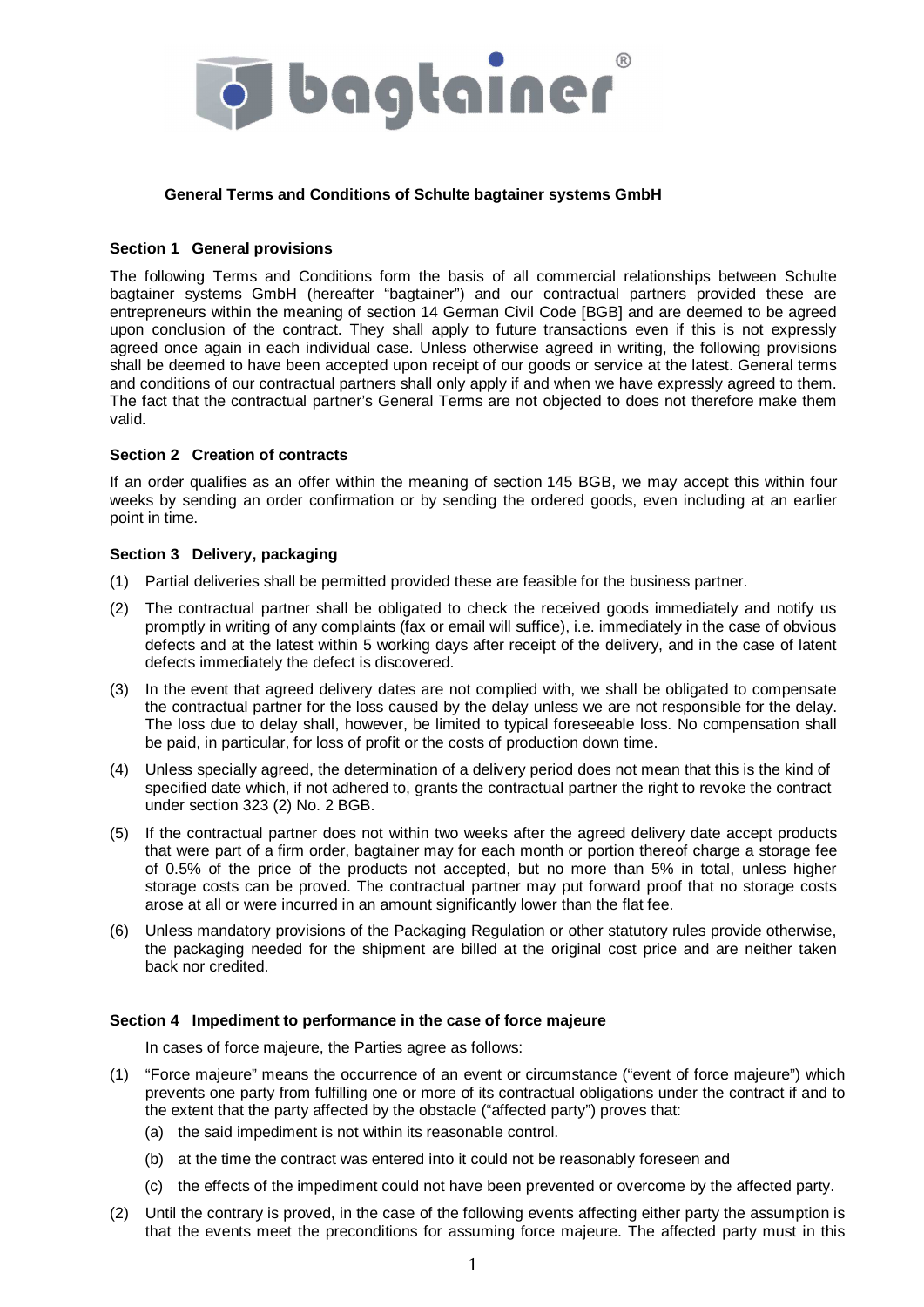# General Terms and Conditions of Schulte bagtainer systems GmbH

## Section 1 General provisions

The following Terms and Conditions form the basis of all commercial relationships between Schulte bagtainer systems GmbH (hereafter "bagtainer") and our contractual partners provided these are entrepreneurs within the meaning of section 14 German Civil Code [BGB] and are deemed to be agreed upon conclusion of the contract. They shall apply to future transactions even if this is not expressly agreed once again in each individual case. Unless otherwise agreed in writing, the following provisions shall be deemed to have been accepted upon receipt of our goods or service at the latest. General terms and conditions of our contractual partners shall only apply if and when we have expressly agreed to them. The fact that the contractual partner's General Terms are not objected to does not therefore make them valid.

## Section 2 Creation of contracts

If an order qualifies as an offer within the meaning of section 145 BGB, we may accept this within four weeks by sending an order confirmation or by sending the ordered goods, even including at an earlier point in time.

## Section 3 Delivery, packaging

(1) Partial deliveries shall be permitted provided these are feasible for the business partner.

(2) The contractual partner shall be obligated to check the received goods immediately and notify us promptly in writing of any complaints (fax or email will suffice), i.e. immediately in the case of obvious defects and at the latest within 5 working days after receipt of the delivery, and in the case of latent defects immediately the defect is discovered.

(3) In the event that agreed delivery dates are not complied with, we shall be obligated to compensate the contractual partner for the loss caused by the delay unless we are not responsible for the delay. The loss due to delay shall, however, be limited to typical foreseeable loss. No compensation shall be paid, in particular, for loss of profit or the costs of production down time.

(4) Unless specially agreed, the determination of a delivery period does not mean that this is the kind of specified date which, if not adhered to, grants the contractual partner the right to revoke the contract under section 323 (2) No. 2 BGB.

(5) If the contractual partner does not within two weeks after the agreed delivery date accept products that were part of a firm order, bagtainer may for each month or portion thereof charge a storage fee of 0.5% of the price of the products not accepted, but no more than 5% in total, unless higher storage costs can be proved. The contractual partner may put forward proof that no storage costs arose at all or were incurred in an amount significantly lower than the flat fee.

(6) Unless mandatory provisions of the Packaging Regulation or other statutory rules provide otherwise, the packaging needed for the shipment are billed at the original cost price and are neither taken back nor credited.

## Section 4 Impediment to performance in the case of force majeure

In cases of force majeure, the Parties agree as follows:

(1) "Force majeure" means the occurrence of an event or circumstance ("event of force majeure") which prevents one party from fulfilling one or more of its contractual obligations under the contract if and to the extent that the party affected by the obstacle ("affected party") proves that:

(a) the said impediment is not within its reasonable control.

(b) at the time the contract was entered into it could not be reasonably foreseen and

(c) the effects of the impediment could not have been prevented or overcome by the affected party.

(2) Until the contrary is proved, in the case of the following events affecting either party the assumption is that the events meet the preconditions for assuming force majeure. The affected party must in this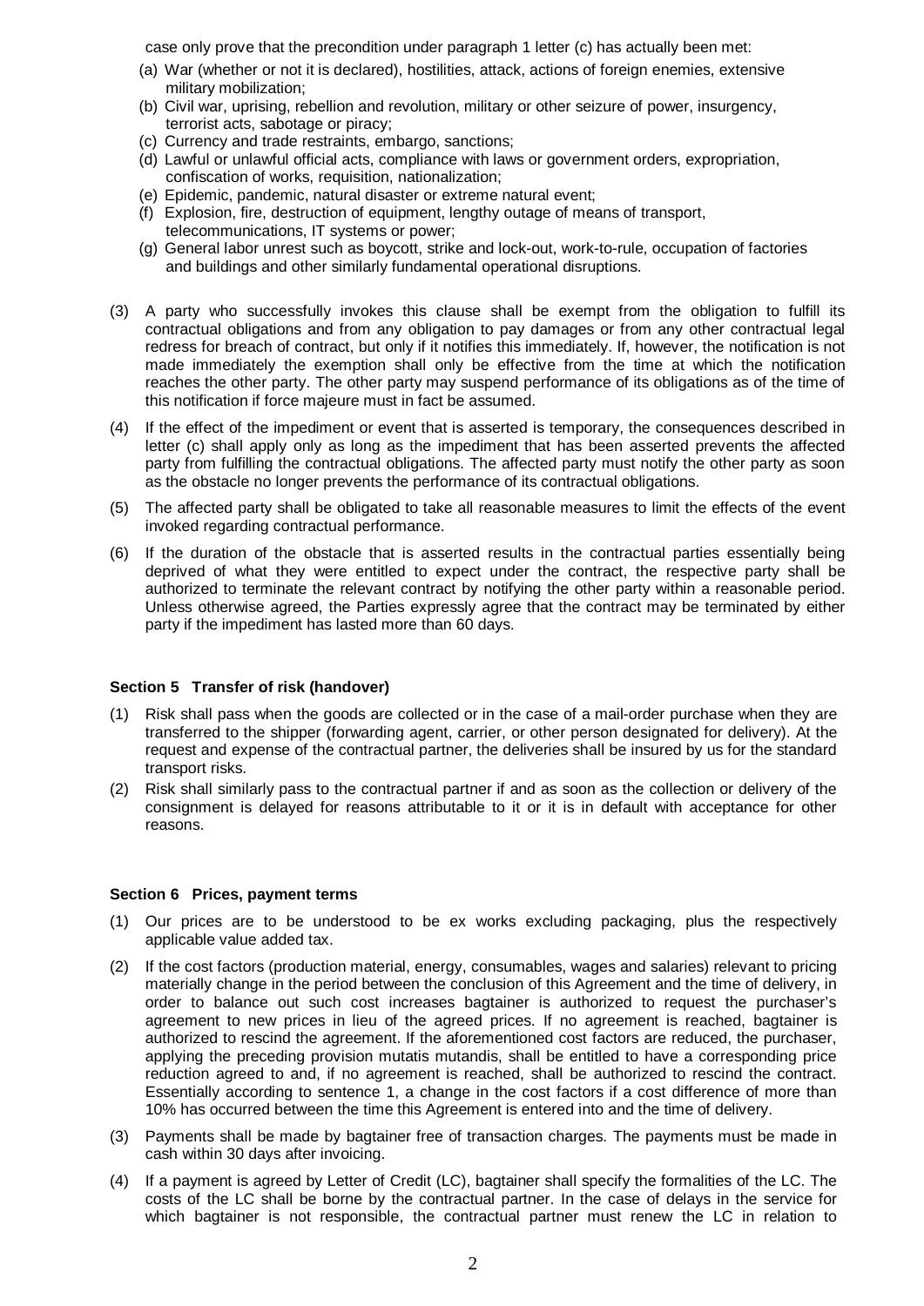case only prove that the precondition under paragraph 1 letter (c) has actually been met:

(a) War (whether or not it is declared), hostilities, attack, actions of foreign enemies, extensive military mobilization;
(b) Civil war, uprising, rebellion and revolution, military or other seizure of power, insurgency, terrorist acts, sabotage or piracy;
(c) Currency and trade restraints, embargo, sanctions;
(d) Lawful or unlawful official acts, compliance with laws or government orders, expropriation, confiscation of works, requisition, nationalization;
(e) Epidemic, pandemic, natural disaster or extreme natural event;
(f) Explosion, fire, destruction of equipment, lengthy outage of means of transport, telecommunications, IT systems or power;
(g) General labor unrest such as boycott, strike and lock-out, work-to-rule, occupation of factories and buildings and other similarly fundamental operational disruptions.

(3) A party who successfully invokes this clause shall be exempt from the obligation to fulfill its contractual obligations and from any obligation to pay damages or from any other contractual legal redress for breach of contract, but only if it notifies this immediately. If, however, the notification is not made immediately the exemption shall only be effective from the time at which the notification reaches the other party. The other party may suspend performance of its obligations as of the time of this notification if force majeure must in fact be assumed.

(4) If the effect of the impediment or event that is asserted is temporary, the consequences described in letter (c) shall apply only as long as the impediment that has been asserted prevents the affected party from fulfilling the contractual obligations. The affected party must notify the other party as soon as the obstacle no longer prevents the performance of its contractual obligations.

(5) The affected party shall be obligated to take all reasonable measures to limit the effects of the event invoked regarding contractual performance.

(6) If the duration of the obstacle that is asserted results in the contractual parties essentially being deprived of what they were entitled to expect under the contract, the respective party shall be authorized to terminate the relevant contract by notifying the other party within a reasonable period. Unless otherwise agreed, the Parties expressly agree that the contract may be terminated by either party if the impediment has lasted more than 60 days.

**Section 5 Transfer of risk (handover)**

(1) Risk shall pass when the goods are collected or in the case of a mail-order purchase when they are transferred to the shipper (forwarding agent, carrier, or other person designated for delivery). At the request and expense of the contractual partner, the deliveries shall be insured by us for the standard transport risks.

(2) Risk shall similarly pass to the contractual partner if and as soon as the collection or delivery of the consignment is delayed for reasons attributable to it or it is in default with acceptance for other reasons.

**Section 6 Prices, payment terms**

(1) Our prices are to be understood to be ex works excluding packaging, plus the respectively applicable value added tax.

(2) If the cost factors (production material, energy, consumables, wages and salaries) relevant to pricing materially change in the period between the conclusion of this Agreement and the time of delivery, in order to balance out such cost increases bagtainer is authorized to request the purchaser's agreement to new prices in lieu of the agreed prices. If no agreement is reached, bagtainer is authorized to rescind the agreement. If the aforementioned cost factors are reduced, the purchaser, applying the preceding provision mutatis mutandis, shall be entitled to have a corresponding price reduction agreed to and, if no agreement is reached, shall be authorized to rescind the contract. Essentially according to sentence 1, a change in the cost factors if a cost difference of more than 10% has occurred between the time this Agreement is entered into and the time of delivery.

(3) Payments shall be made by bagtainer free of transaction charges. The payments must be made in cash within 30 days after invoicing.

(4) If a payment is agreed by Letter of Credit (LC), bagtainer shall specify the formalities of the LC. The costs of the LC shall be borne by the contractual partner. In the case of delays in the service for which bagtainer is not responsible, the contractual partner must renew the LC in relation to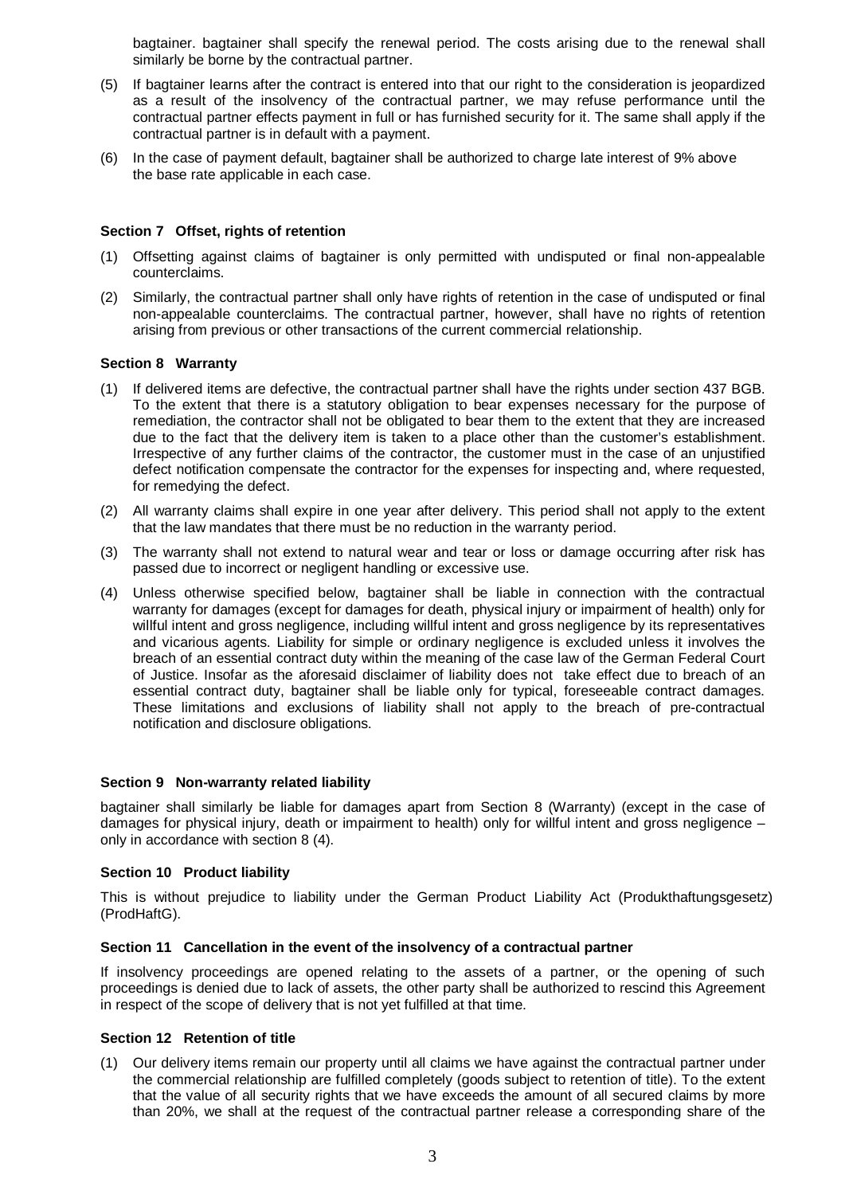bagtainer. bagtainer shall specify the renewal period. The costs arising due to the renewal shall similarly be borne by the contractual partner.

(5) If bagtainer learns after the contract is entered into that our right to the consideration is jeopardized as a result of the insolvency of the contractual partner, we may refuse performance until the contractual partner effects payment in full or has furnished security for it. The same shall apply if the contractual partner is in default with a payment.

(6) In the case of payment default, bagtainer shall be authorized to charge late interest of 9% above the base rate applicable in each case.

### Section 7 Offset, rights of retention

(1) Offsetting against claims of bagtainer is only permitted with undisputed or final non-appealable counterclaims.

(2) Similarly, the contractual partner shall only have rights of retention in the case of undisputed or final non-appealable counterclaims. The contractual partner, however, shall have no rights of retention arising from previous or other transactions of the current commercial relationship.

### Section 8 Warranty

(1) If delivered items are defective, the contractual partner shall have the rights under section 437 BGB. To the extent that there is a statutory obligation to bear expenses necessary for the purpose of remediation, the contractor shall not be obligated to bear them to the extent that they are increased due to the fact that the delivery item is taken to a place other than the customer's establishment. Irrespective of any further claims of the contractor, the customer must in the case of an unjustified defect notification compensate the contractor for the expenses for inspecting and, where requested, for remedying the defect.

(2) All warranty claims shall expire in one year after delivery. This period shall not apply to the extent that the law mandates that there must be no reduction in the warranty period.

(3) The warranty shall not extend to natural wear and tear or loss or damage occurring after risk has passed due to incorrect or negligent handling or excessive use.

(4) Unless otherwise specified below, bagtainer shall be liable in connection with the contractual warranty for damages (except for damages for death, physical injury or impairment of health) only for willful intent and gross negligence, including willful intent and gross negligence by its representatives and vicarious agents. Liability for simple or ordinary negligence is excluded unless it involves the breach of an essential contract duty within the meaning of the case law of the German Federal Court of Justice. Insofar as the aforesaid disclaimer of liability does not take effect due to breach of an essential contract duty, bagtainer shall be liable only for typical, foreseeable contract damages. These limitations and exclusions of liability shall not apply to the breach of pre-contractual notification and disclosure obligations.

### Section 9 Non-warranty related liability

bagtainer shall similarly be liable for damages apart from Section 8 (Warranty) (except in the case of damages for physical injury, death or impairment to health) only for willful intent and gross negligence – only in accordance with section 8 (4).

### Section 10 Product liability

This is without prejudice to liability under the German Product Liability Act (Produkthaftungsgesetz) (ProdHaftG).

### Section 11 Cancellation in the event of the insolvency of a contractual partner

If insolvency proceedings are opened relating to the assets of a partner, or the opening of such proceedings is denied due to lack of assets, the other party shall be authorized to rescind this Agreement in respect of the scope of delivery that is not yet fulfilled at that time.

### Section 12 Retention of title

(1) Our delivery items remain our property until all claims we have against the contractual partner under the commercial relationship are fulfilled completely (goods subject to retention of title). To the extent that the value of all security rights that we have exceeds the amount of all secured claims by more than 20%, we shall at the request of the contractual partner release a corresponding share of the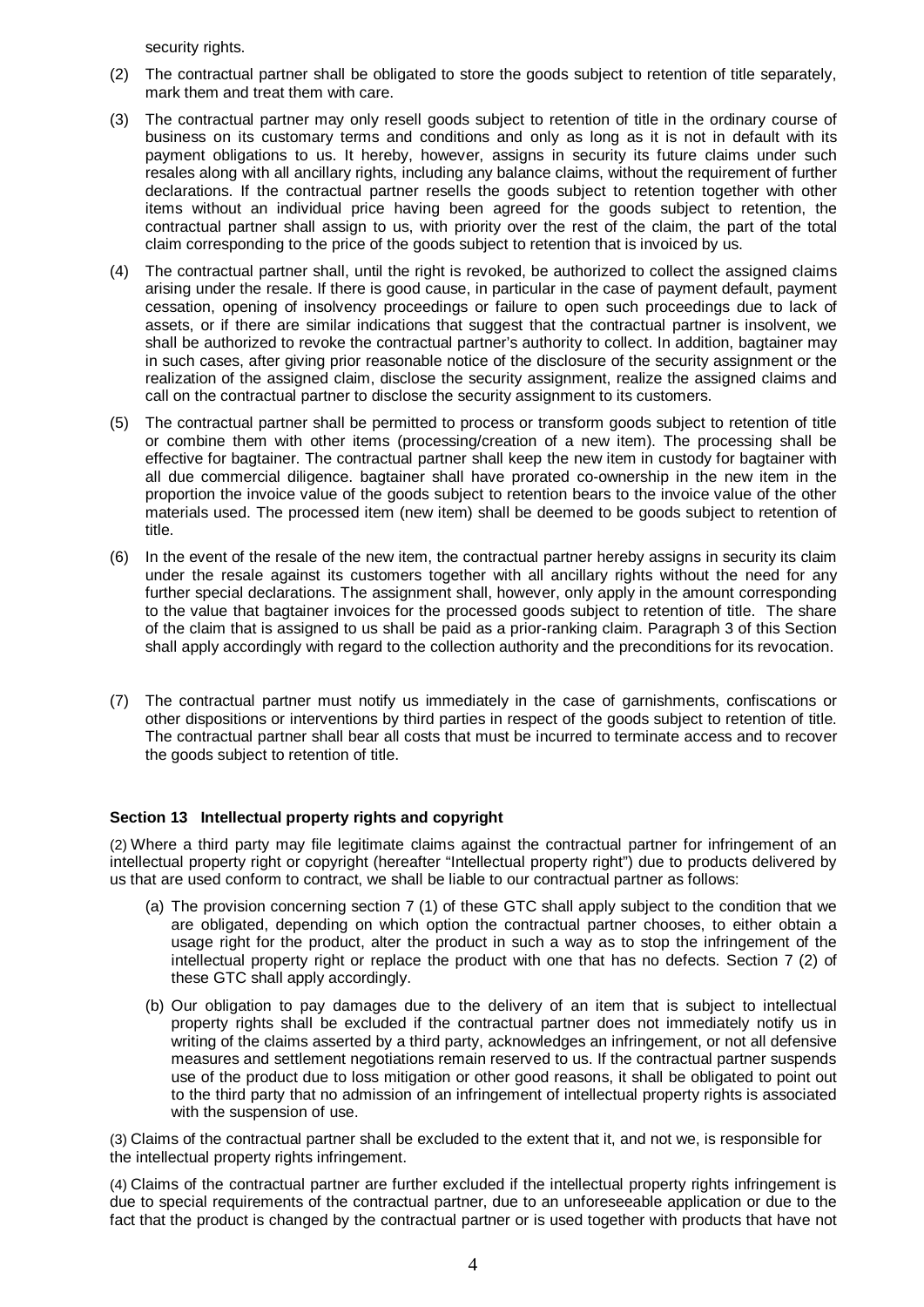security rights.

(2) The contractual partner shall be obligated to store the goods subject to retention of title separately, mark them and treat them with care.

(3) The contractual partner may only resell goods subject to retention of title in the ordinary course of business on its customary terms and conditions and only as long as it is not in default with its payment obligations to us. It hereby, however, assigns in security its future claims under such resales along with all ancillary rights, including any balance claims, without the requirement of further declarations. If the contractual partner resells the goods subject to retention together with other items without an individual price having been agreed for the goods subject to retention, the contractual partner shall assign to us, with priority over the rest of the claim, the part of the total claim corresponding to the price of the goods subject to retention that is invoiced by us.

(4) The contractual partner shall, until the right is revoked, be authorized to collect the assigned claims arising under the resale. If there is good cause, in particular in the case of payment default, payment cessation, opening of insolvency proceedings or failure to open such proceedings due to lack of assets, or if there are similar indications that suggest that the contractual partner is insolvent, we shall be authorized to revoke the contractual partner's authority to collect. In addition, bagtainer may in such cases, after giving prior reasonable notice of the disclosure of the security assignment or the realization of the assigned claim, disclose the security assignment, realize the assigned claims and call on the contractual partner to disclose the security assignment to its customers.

(5) The contractual partner shall be permitted to process or transform goods subject to retention of title or combine them with other items (processing/creation of a new item). The processing shall be effective for bagtainer. The contractual partner shall keep the new item in custody for bagtainer with all due commercial diligence. bagtainer shall have prorated co-ownership in the new item in the proportion the invoice value of the goods subject to retention bears to the invoice value of the other materials used. The processed item (new item) shall be deemed to be goods subject to retention of title.

(6) In the event of the resale of the new item, the contractual partner hereby assigns in security its claim under the resale against its customers together with all ancillary rights without the need for any further special declarations. The assignment shall, however, only apply in the amount corresponding to the value that bagtainer invoices for the processed goods subject to retention of title. The share of the claim that is assigned to us shall be paid as a prior-ranking claim. Paragraph 3 of this Section shall apply accordingly with regard to the collection authority and the preconditions for its revocation.

(7) The contractual partner must notify us immediately in the case of garnishments, confiscations or other dispositions or interventions by third parties in respect of the goods subject to retention of title. The contractual partner shall bear all costs that must be incurred to terminate access and to recover the goods subject to retention of title.

### Section 13 Intellectual property rights and copyright

(2) Where a third party may file legitimate claims against the contractual partner for infringement of an intellectual property right or copyright (hereafter "Intellectual property right") due to products delivered by us that are used conform to contract, we shall be liable to our contractual partner as follows:

- (a) The provision concerning section 7 (1) of these GTC shall apply subject to the condition that we are obligated, depending on which option the contractual partner chooses, to either obtain a usage right for the product, alter the product in such a way as to stop the infringement of the intellectual property right or replace the product with one that has no defects. Section 7 (2) of these GTC shall apply accordingly.
- (b) Our obligation to pay damages due to the delivery of an item that is subject to intellectual property rights shall be excluded if the contractual partner does not immediately notify us in writing of the claims asserted by a third party, acknowledges an infringement, or not all defensive measures and settlement negotiations remain reserved to us. If the contractual partner suspends use of the product due to loss mitigation or other good reasons, it shall be obligated to point out to the third party that no admission of an infringement of intellectual property rights is associated with the suspension of use.

(3) Claims of the contractual partner shall be excluded to the extent that it, and not we, is responsible for the intellectual property rights infringement.

(4) Claims of the contractual partner are further excluded if the intellectual property rights infringement is due to special requirements of the contractual partner, due to an unforeseeable application or due to the fact that the product is changed by the contractual partner or is used together with products that have not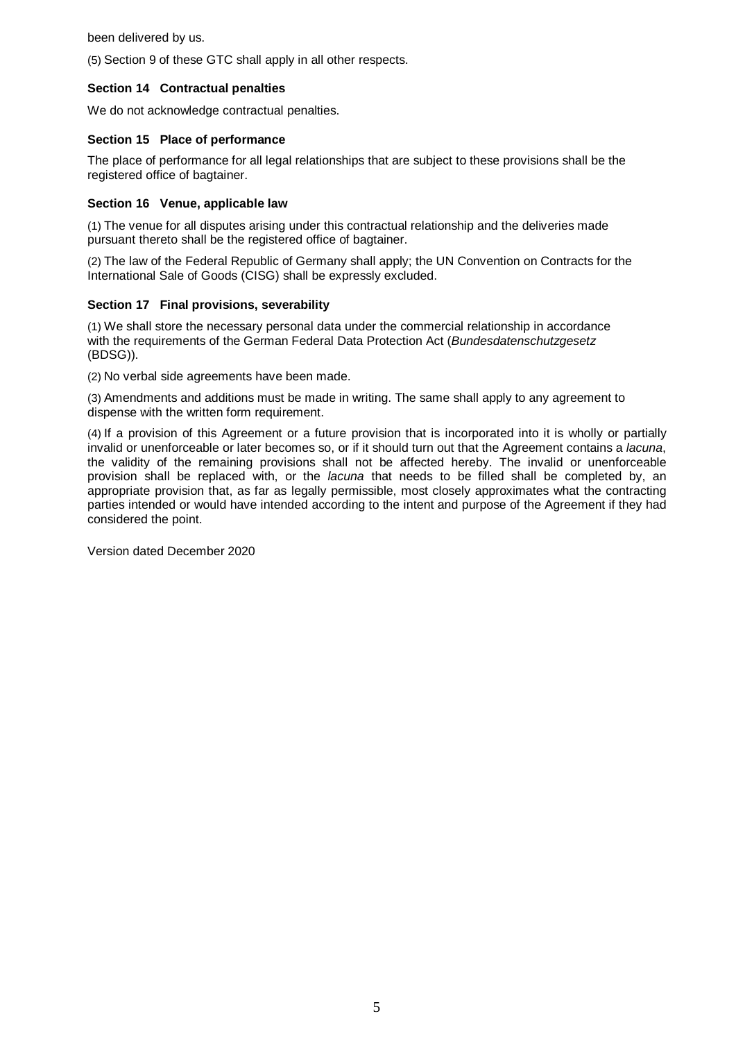been delivered by us.

(5) Section 9 of these GTC shall apply in all other respects.

### Section 14 Contractual penalties

We do not acknowledge contractual penalties.

### Section 15 Place of performance

The place of performance for all legal relationships that are subject to these provisions shall be the registered office of bagtainer.

### Section 16 Venue, applicable law

(1) The venue for all disputes arising under this contractual relationship and the deliveries made pursuant thereto shall be the registered office of bagtainer.

(2) The law of the Federal Republic of Germany shall apply; the UN Convention on Contracts for the International Sale of Goods (CISG) shall be expressly excluded.

### Section 17 Final provisions, severability

(1) We shall store the necessary personal data under the commercial relationship in accordance with the requirements of the German Federal Data Protection Act (*Bundesdatenschutzgesetz* (BDSG)).

(2) No verbal side agreements have been made.

(3) Amendments and additions must be made in writing. The same shall apply to any agreement to dispense with the written form requirement.

(4) If a provision of this Agreement or a future provision that is incorporated into it is wholly or partially invalid or unenforceable or later becomes so, or if it should turn out that the Agreement contains a *lacuna*, the validity of the remaining provisions shall not be affected hereby. The invalid or unenforceable provision shall be replaced with, or the *lacuna* that needs to be filled shall be completed by, an appropriate provision that, as far as legally permissible, most closely approximates what the contracting parties intended or would have intended according to the intent and purpose of the Agreement if they had considered the point.

Version dated December 2020